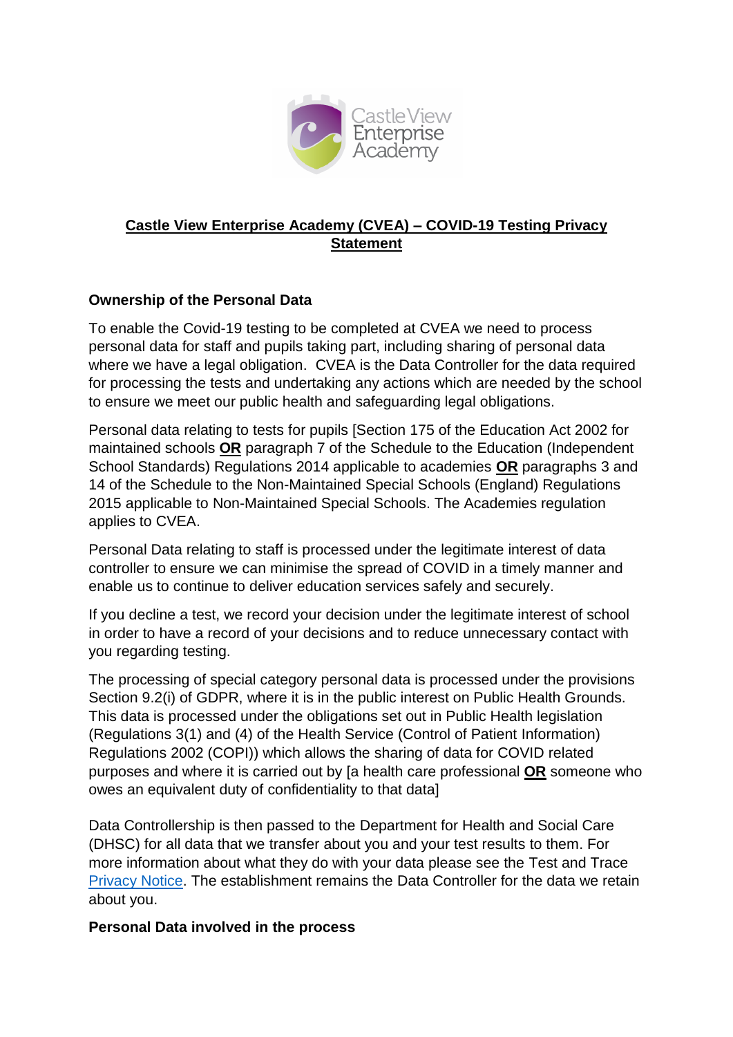# Castle View Enterprise Academy (CVEA) – COVID-19 Testing Privacy Statement

## Ownership of the Personal Data

To enable the Covid-19 testing to be completed at CVEA we need to process personal data for staff and pupils taking part, including sharing of personal data where we have a legal obligation. CVEA is the Data Controller for the data required for processing the tests and undertaking any actions which are needed by the school to ensure we meet our public health and safeguarding legal obligations.

Personal data relating to tests for pupils [Section 175 of the Education Act 2002 for maintained schools **OR** paragraph 7 of the Schedule to the Education (Independent School Standards) Regulations 2014 applicable to academies **OR** paragraphs 3 and 14 of the Schedule to the Non-Maintained Special Schools (England) Regulations 2015 applicable to Non-Maintained Special Schools. The Academies regulation applies to CVEA.

Personal Data relating to staff is processed under the legitimate interest of data controller to ensure we can minimise the spread of COVID in a timely manner and enable us to continue to deliver education services safely and securely.

If you decline a test, we record your decision under the legitimate interest of school in order to have a record of your decisions and to reduce unnecessary contact with you regarding testing.

The processing of special category personal data is processed under the provisions Section 9.2(i) of GDPR, where it is in the public interest on Public Health Grounds. This data is processed under the obligations set out in Public Health legislation (Regulations 3(1) and (4) of the Health Service (Control of Patient Information) Regulations 2002 (COPI)) which allows the sharing of data for COVID related purposes and where it is carried out by [a health care professional **OR** someone who owes an equivalent duty of confidentiality to that data]

Data Controllership is then passed to the Department for Health and Social Care (DHSC) for all data that we transfer about you and your test results to them. For more information about what they do with your data please see the Test and Trace Privacy Notice. The establishment remains the Data Controller for the data we retain about you.

## Personal Data involved in the process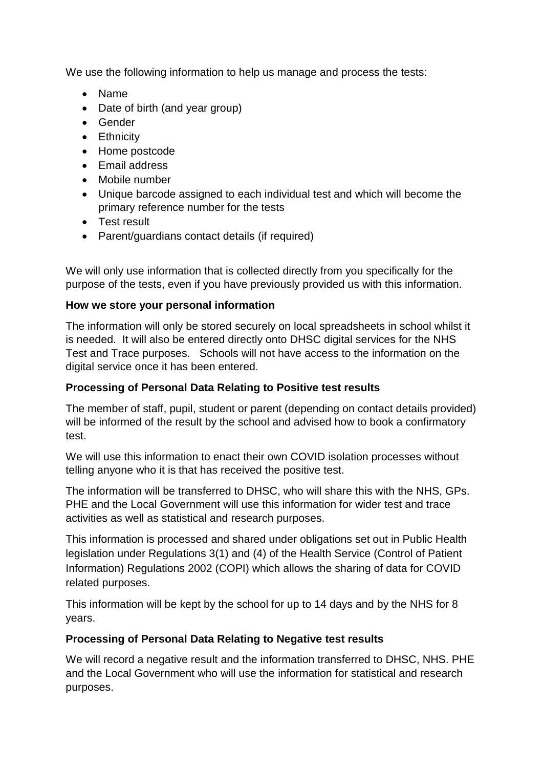We use the following information to help us manage and process the tests:

- Name
- Date of birth (and year group)
- Gender
- Ethnicity
- Home postcode
- Email address
- Mobile number
- Unique barcode assigned to each individual test and which will become the primary reference number for the tests
- Test result
- Parent/guardians contact details (if required)

We will only use information that is collected directly from you specifically for the purpose of the tests, even if you have previously provided us with this information.

**How we store your personal information**

The information will only be stored securely on local spreadsheets in school whilst it is needed. It will also be entered directly onto DHSC digital services for the NHS Test and Trace purposes. Schools will not have access to the information on the digital service once it has been entered.

**Processing of Personal Data Relating to Positive test results**

The member of staff, pupil, student or parent (depending on contact details provided) will be informed of the result by the school and advised how to book a confirmatory test.

We will use this information to enact their own COVID isolation processes without telling anyone who it is that has received the positive test.

The information will be transferred to DHSC, who will share this with the NHS, GPs. PHE and the Local Government will use this information for wider test and trace activities as well as statistical and research purposes.

This information is processed and shared under obligations set out in Public Health legislation under Regulations 3(1) and (4) of the Health Service (Control of Patient Information) Regulations 2002 (COPI) which allows the sharing of data for COVID related purposes.

This information will be kept by the school for up to 14 days and by the NHS for 8 years.

**Processing of Personal Data Relating to Negative test results**

We will record a negative result and the information transferred to DHSC, NHS. PHE and the Local Government who will use the information for statistical and research purposes.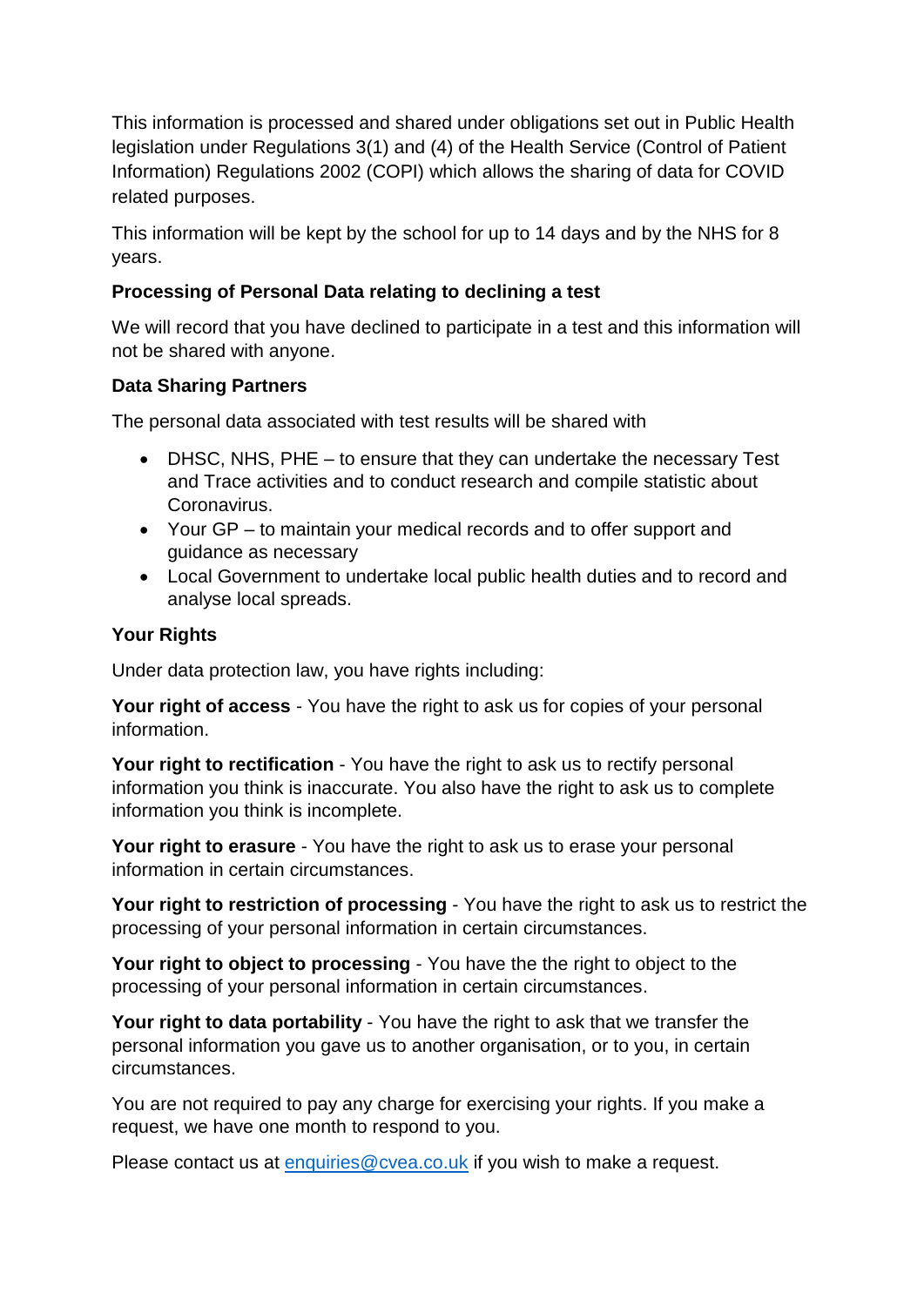This information is processed and shared under obligations set out in Public Health legislation under Regulations 3(1) and (4) of the Health Service (Control of Patient Information) Regulations 2002 (COPI) which allows the sharing of data for COVID related purposes.

This information will be kept by the school for up to 14 days and by the NHS for 8 years.

**Processing of Personal Data relating to declining a test**

We will record that you have declined to participate in a test and this information will not be shared with anyone.

**Data Sharing Partners**

The personal data associated with test results will be shared with

- DHSC, NHS, PHE – to ensure that they can undertake the necessary Test and Trace activities and to conduct research and compile statistic about Coronavirus.
- Your GP – to maintain your medical records and to offer support and guidance as necessary
- Local Government to undertake local public health duties and to record and analyse local spreads.

**Your Rights**

Under data protection law, you have rights including:

**Your right of access** - You have the right to ask us for copies of your personal information.

**Your right to rectification** - You have the right to ask us to rectify personal information you think is inaccurate. You also have the right to ask us to complete information you think is incomplete.

**Your right to erasure** - You have the right to ask us to erase your personal information in certain circumstances.

**Your right to restriction of processing** - You have the right to ask us to restrict the processing of your personal information in certain circumstances.

**Your right to object to processing** - You have the the right to object to the processing of your personal information in certain circumstances.

**Your right to data portability** - You have the right to ask that we transfer the personal information you gave us to another organisation, or to you, in certain circumstances.

You are not required to pay any charge for exercising your rights. If you make a request, we have one month to respond to you.

Please contact us at [enquiries@cvea.co.uk](mailto:enquiries@cvea.co.uk) if you wish to make a request.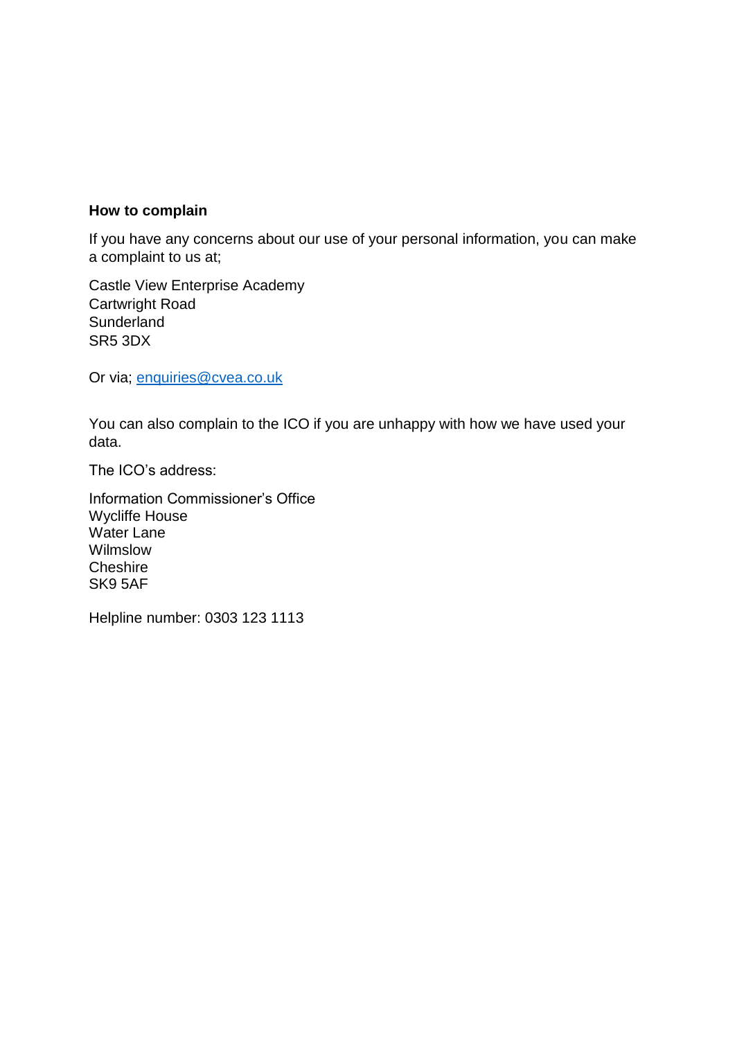**How to complain**

If you have any concerns about our use of your personal information, you can make a complaint to us at;

Castle View Enterprise Academy  
Cartwright Road  
Sunderland  
SR5 3DX

Or via; enquiries@cvea.co.uk

You can also complain to the ICO if you are unhappy with how we have used your data.

The ICO's address:

Information Commissioner's Office  
Wycliffe House  
Water Lane  
Wilmslow  
Cheshire  
SK9 5AF

Helpline number: 0303 123 1113